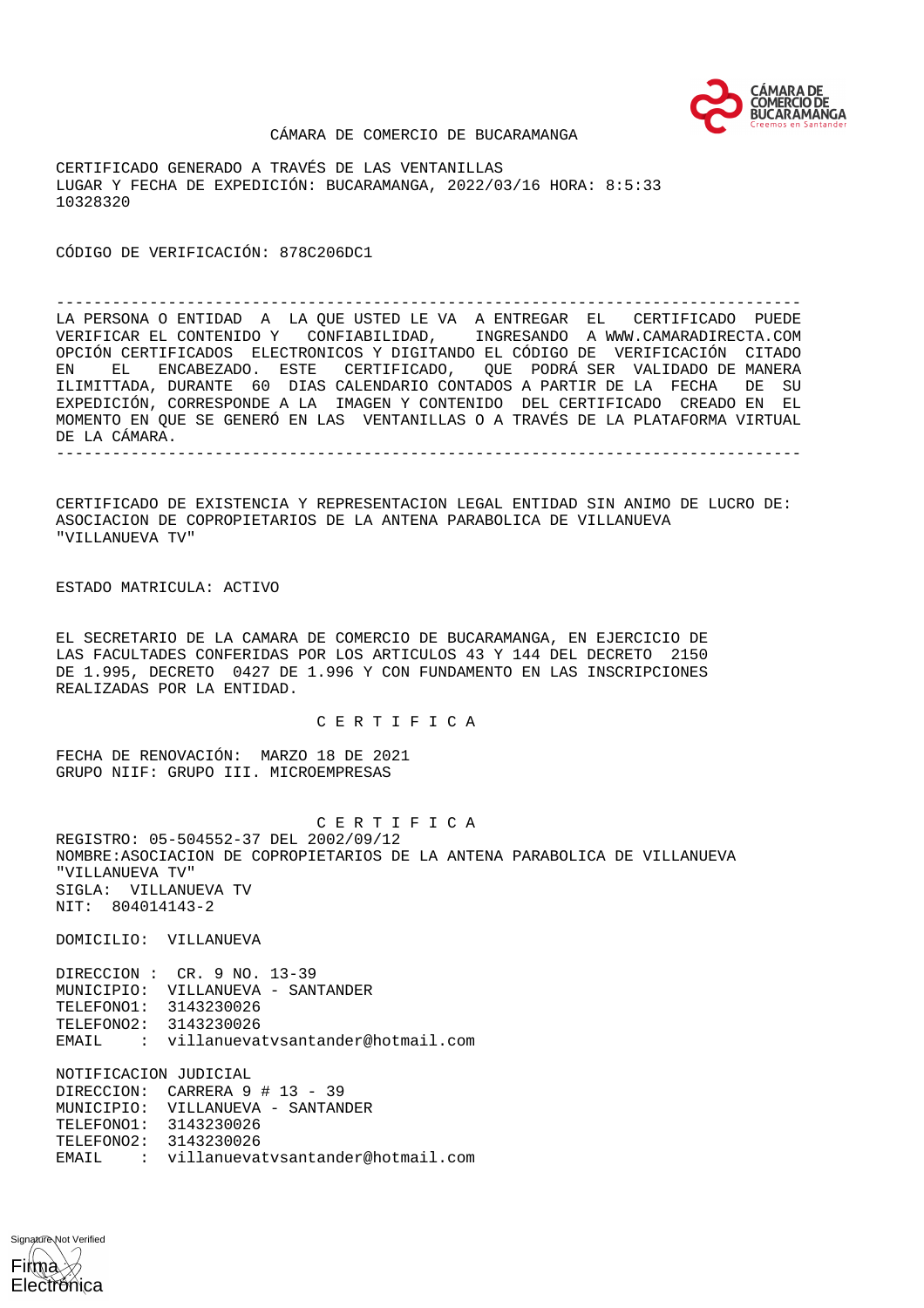CÁMARA DE COMERCIO DE BUCARAMANGA

CERTIFICADO GENERADO A TRAVÉS DE LAS VENTANILLAS
LUGAR Y FECHA DE EXPEDICIÓN: BUCARAMANGA, 2022/03/16 HORA: 8:5:33
10328320

CÓDIGO DE VERIFICACIÓN: 878C206DC1

---

LA PERSONA O ENTIDAD A LA QUE USTED LE VA A ENTREGAR EL CERTIFICADO PUEDE VERIFICAR EL CONTENIDO Y CONFIABILIDAD, INGRESANDO A WWW.CAMARADIRECTA.COM OPCIÓN CERTIFICADOS ELECTRONICOS Y DIGITANDO EL CÓDIGO DE VERIFICACIÓN CITADO EN EL ENCABEZADO. ESTE CERTIFICADO, QUE PODRÁ SER VALIDADO DE MANERA ILIMITTADA, DURANTE 60 DIAS CALENDARIO CONTADOS A PARTIR DE LA FECHA DE SU EXPEDICIÓN, CORRESPONDE A LA IMAGEN Y CONTENIDO DEL CERTIFICADO CREADO EN EL MOMENTO EN QUE SE GENERÓ EN LAS VENTANILLAS O A TRAVÉS DE LA PLATAFORMA VIRTUAL DE LA CÁMARA.

---

CERTIFICADO DE EXISTENCIA Y REPRESENTACION LEGAL ENTIDAD SIN ANIMO DE LUCRO DE: ASOCIACION DE COPROPIETARIOS DE LA ANTENA PARABOLICA DE VILLANUEVA "VILLANUEVA TV"

ESTADO MATRICULA: ACTIVO

EL SECRETARIO DE LA CAMARA DE COMERCIO DE BUCARAMANGA, EN EJERCICIO DE LAS FACULTADES CONFERIDAS POR LOS ARTICULOS 43 Y 144 DEL DECRETO 2150 DE 1.995, DECRETO 0427 DE 1.996 Y CON FUNDAMENTO EN LAS INSCRIPCIONES REALIZADAS POR LA ENTIDAD.

C E R T I F I C A

FECHA DE RENOVACIÓN: MARZO 18 DE 2021
GRUPO NIIF: GRUPO III. MICROEMPRESAS

C E R T I F I C A

REGISTRO: 05-504552-37 DEL 2002/09/12
NOMBRE:ASOCIACION DE COPROPIETARIOS DE LA ANTENA PARABOLICA DE VILLANUEVA "VILLANUEVA TV"
SIGLA: VILLANUEVA TV
NIT: 804014143-2

DOMICILIO: VILLANUEVA

DIRECCION : CR. 9 NO. 13-39
MUNICIPIO: VILLANUEVA - SANTANDER
TELEFONO1: 3143230026
TELEFONO2: 3143230026
EMAIL : villanuevatvsantander@hotmail.com

NOTIFICACION JUDICIAL
DIRECCION: CARRERA 9 # 13 - 39
MUNICIPIO: VILLANUEVA - SANTANDER
TELEFONO1: 3143230026
TELEFONO2: 3143230026
EMAIL : villanuevatvsantander@hotmail.com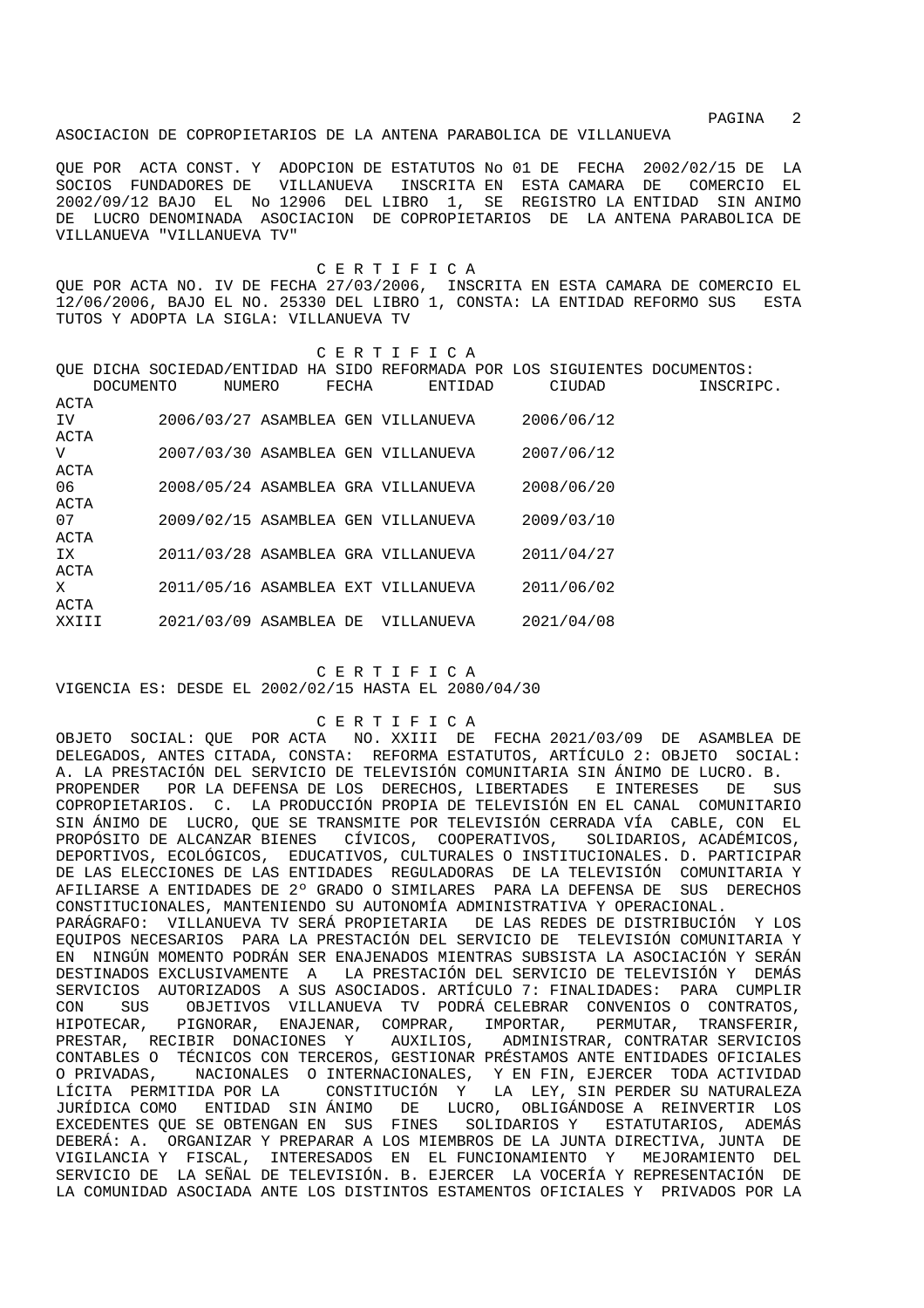ASOCIACION DE COPROPIETARIOS DE LA ANTENA PARABOLICA DE VILLANUEVA

QUE POR ACTA CONST. Y ADOPCION DE ESTATUTOS No 01 DE FECHA 2002/02/15 DE LA SOCIOS FUNDADORES DE VILLANUEVA INSCRITA EN ESTA CAMARA DE COMERCIO EL 2002/09/12 BAJO EL No 12906 DEL LIBRO 1, SE REGISTRO LA ENTIDAD SIN ANIMO DE LUCRO DENOMINADA ASOCIACION DE COPROPIETARIOS DE LA ANTENA PARABOLICA DE VILLANUEVA "VILLANUEVA TV"

C E R T I F I C A

QUE POR ACTA NO. IV DE FECHA 27/03/2006, INSCRITA EN ESTA CAMARA DE COMERCIO EL 12/06/2006, BAJO EL NO. 25330 DEL LIBRO 1, CONSTA: LA ENTIDAD REFORMO SUS ESTA TUTOS Y ADOPTA LA SIGLA: VILLANUEVA TV

C E R T I F I C A

QUE DICHA SOCIEDAD/ENTIDAD HA SIDO REFORMADA POR LOS SIGUIENTES DOCUMENTOS:

| DOCUMENTO | NUMERO | FECHA | ENTIDAD | CIUDAD | INSCRIPC. |
|---|---|---|---|---|---|
| ACTA | IV | 2006/03/27 | ASAMBLEA GEN | VILLANUEVA | 2006/06/12 |
| ACTA | V | 2007/03/30 | ASAMBLEA GEN | VILLANUEVA | 2007/06/12 |
| ACTA | 06 | 2008/05/24 | ASAMBLEA GRA | VILLANUEVA | 2008/06/20 |
| ACTA | 07 | 2009/02/15 | ASAMBLEA GEN | VILLANUEVA | 2009/03/10 |
| ACTA | IX | 2011/03/28 | ASAMBLEA GRA | VILLANUEVA | 2011/04/27 |
| ACTA | X | 2011/05/16 | ASAMBLEA EXT | VILLANUEVA | 2011/06/02 |
| ACTA | XXIII | 2021/03/09 | ASAMBLEA DE | VILLANUEVA | 2021/04/08 |

C E R T I F I C A

VIGENCIA ES: DESDE EL 2002/02/15 HASTA EL 2080/04/30

C E R T I F I C A

OBJETO SOCIAL: QUE POR ACTA NO. XXIII DE FECHA 2021/03/09 DE ASAMBLEA DE DELEGADOS, ANTES CITADA, CONSTA: REFORMA ESTATUTOS, ARTÍCULO 2: OBJETO SOCIAL: A. LA PRESTACIÓN DEL SERVICIO DE TELEVISIÓN COMUNITARIA SIN ÁNIMO DE LUCRO. B. PROPENDER POR LA DEFENSA DE LOS DERECHOS, LIBERTADES E INTERESES DE SUS COPROPIETARIOS. C. LA PRODUCCIÓN PROPIA DE TELEVISIÓN EN EL CANAL COMUNITARIO SIN ÁNIMO DE LUCRO, QUE SE TRANSMITE POR TELEVISIÓN CERRADA VÍA CABLE, CON EL PROPÓSITO DE ALCANZAR BIENES CÍVICOS, COOPERATIVOS, SOLIDARIOS, ACADÉMICOS, DEPORTIVOS, ECOLÓGICOS, EDUCATIVOS, CULTURALES O INSTITUCIONALES. D. PARTICIPAR DE LAS ELECCIONES DE LAS ENTIDADES REGULADORAS DE LA TELEVISIÓN COMUNITARIA Y AFILIARSE A ENTIDADES DE 2º GRADO O SIMILARES PARA LA DEFENSA DE SUS DERECHOS CONSTITUCIONALES, MANTENIENDO SU AUTONOMÍA ADMINISTRATIVA Y OPERACIONAL. PARÁGRAFO: VILLANUEVA TV SERÁ PROPIETARIA DE LAS REDES DE DISTRIBUCIÓN Y LOS EQUIPOS NECESARIOS PARA LA PRESTACIÓN DEL SERVICIO DE TELEVISIÓN COMUNITARIA Y EN NINGÚN MOMENTO PODRÁN SER ENAJENADOS MIENTRAS SUBSISTA LA ASOCIACIÓN Y SERÁN DESTINADOS EXCLUSIVAMENTE A LA PRESTACIÓN DEL SERVICIO DE TELEVISIÓN Y DEMÁS SERVICIOS AUTORIZADOS A SUS ASOCIADOS. ARTÍCULO 7: FINALIDADES: PARA CUMPLIR CON SUS OBJETIVOS VILLANUEVA TV PODRÁ CELEBRAR CONVENIOS O CONTRATOS, HIPOTECAR, PIGNORAR, ENAJENAR, COMPRAR, IMPORTAR, PERMUTAR, TRANSFERIR, PRESTAR, RECIBIR DONACIONES Y AUXILIOS, ADMINISTRAR, CONTRATAR SERVICIOS CONTABLES O TÉCNICOS CON TERCEROS, GESTIONAR PRÉSTAMOS ANTE ENTIDADES OFICIALES O PRIVADAS, NACIONALES O INTERNACIONALES, Y EN FIN, EJERCER TODA ACTIVIDAD LÍCITA PERMITIDA POR LA CONSTITUCIÓN Y LA LEY, SIN PERDER SU NATURALEZA JURÍDICA COMO ENTIDAD SIN ÁNIMO DE LUCRO, OBLIGÁNDOSE A REINVERTIR LOS EXCEDENTES QUE SE OBTENGAN EN SUS FINES SOLIDARIOS Y ESTATUTARIOS, ADEMÁS DEBERÁ: A. ORGANIZAR Y PREPARAR A LOS MIEMBROS DE LA JUNTA DIRECTIVA, JUNTA DE VIGILANCIA Y FISCAL, INTERESADOS EN EL FUNCIONAMIENTO Y MEJORAMIENTO DEL SERVICIO DE LA SEÑAL DE TELEVISIÓN. B. EJERCER LA VOCERÍA Y REPRESENTACIÓN DE LA COMUNIDAD ASOCIADA ANTE LOS DISTINTOS ESTAMENTOS OFICIALES Y PRIVADOS POR LA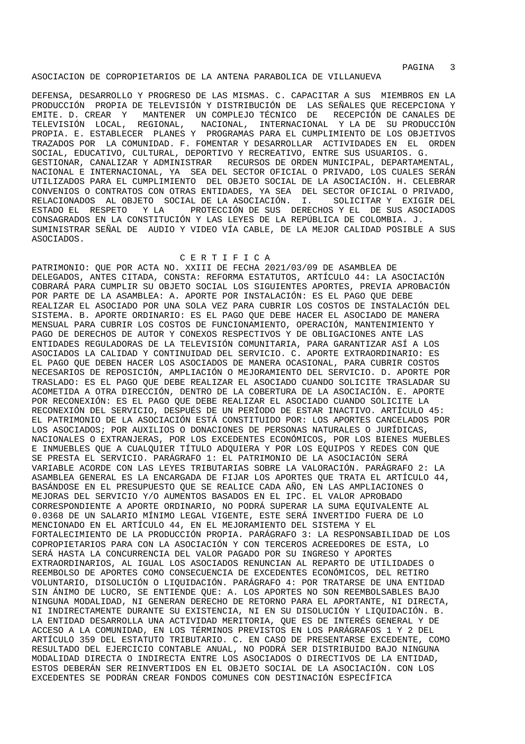DEFENSA, DESARROLLO Y PROGRESO DE LAS MISMAS. C. CAPACITAR A SUS MIEMBROS EN LA PRODUCCIÓN PROPIA DE TELEVISIÓN Y DISTRIBUCIÓN DE LAS SEÑALES QUE RECEPCIONA Y EMITE. D. CREAR Y MANTENER UN COMPLEJO TÉCNICO DE RECEPCIÓN DE CANALES DE TELEVISIÓN LOCAL, REGIONAL, NACIONAL, INTERNACIONAL Y LA DE SU PRODUCCIÓN PROPIA. E. ESTABLECER PLANES Y PROGRAMAS PARA EL CUMPLIMIENTO DE LOS OBJETIVOS TRAZADOS POR LA COMUNIDAD. F. FOMENTAR Y DESARROLLAR ACTIVIDADES EN EL ORDEN SOCIAL, EDUCATIVO, CULTURAL, DEPORTIVO Y RECREATIVO, ENTRE SUS USUARIOS. G. GESTIONAR, CANALIZAR Y ADMINISTRAR RECURSOS DE ORDEN MUNICIPAL, DEPARTAMENTAL, NACIONAL E INTERNACIONAL, YA SEA DEL SECTOR OFICIAL O PRIVADO, LOS CUALES SERÁN UTILIZADOS PARA EL CUMPLIMIENTO DEL OBJETO SOCIAL DE LA ASOCIACIÓN. H. CELEBRAR CONVENIOS O CONTRATOS CON OTRAS ENTIDADES, YA SEA DEL SECTOR OFICIAL O PRIVADO, RELACIONADOS AL OBJETO SOCIAL DE LA ASOCIACIÓN. I. SOLICITAR Y EXIGIR DEL ESTADO EL RESPETO Y LA PROTECCIÓN DE SUS DERECHOS Y EL DE SUS ASOCIADOS CONSAGRADOS EN LA CONSTITUCIÓN Y LAS LEYES DE LA REPÚBLICA DE COLOMBIA. J. SUMINISTRAR SEÑAL DE AUDIO Y VIDEO VÍA CABLE, DE LA MEJOR CALIDAD POSIBLE A SUS ASOCIADOS.

C E R T I F I C A

PATRIMONIO: QUE POR ACTA NO. XXIII DE FECHA 2021/03/09 DE ASAMBLEA DE DELEGADOS, ANTES CITADA, CONSTA: REFORMA ESTATUTOS, ARTÍCULO 44: LA ASOCIACIÓN COBRARÁ PARA CUMPLIR SU OBJETO SOCIAL LOS SIGUIENTES APORTES, PREVIA APROBACIÓN POR PARTE DE LA ASAMBLEA: A. APORTE POR INSTALACIÓN: ES EL PAGO QUE DEBE REALIZAR EL ASOCIADO POR UNA SOLA VEZ PARA CUBRIR LOS COSTOS DE INSTALACIÓN DEL SISTEMA. B. APORTE ORDINARIO: ES EL PAGO QUE DEBE HACER EL ASOCIADO DE MANERA MENSUAL PARA CUBRIR LOS COSTOS DE FUNCIONAMIENTO, OPERACIÓN, MANTENIMIENTO Y PAGO DE DERECHOS DE AUTOR Y CONEXOS RESPECTIVOS Y DE OBLIGACIONES ANTE LAS ENTIDADES REGULADORAS DE LA TELEVISIÓN COMUNITARIA, PARA GARANTIZAR ASÍ A LOS ASOCIADOS LA CALIDAD Y CONTINUIDAD DEL SERVICIO. C. APORTE EXTRAORDINARIO: ES EL PAGO QUE DEBEN HACER LOS ASOCIADOS DE MANERA OCASIONAL, PARA CUBRIR COSTOS NECESARIOS DE REPOSICIÓN, AMPLIACIÓN O MEJORAMIENTO DEL SERVICIO. D. APORTE POR TRASLADO: ES EL PAGO QUE DEBE REALIZAR EL ASOCIADO CUANDO SOLICITE TRASLADAR SU ACOMETIDA A OTRA DIRECCIÓN, DENTRO DE LA COBERTURA DE LA ASOCIACIÓN. E. APORTE POR RECONEXIÓN: ES EL PAGO QUE DEBE REALIZAR EL ASOCIADO CUANDO SOLICITE LA RECONEXIÓN DEL SERVICIO, DESPUÉS DE UN PERÍODO DE ESTAR INACTIVO. ARTÍCULO 45: EL PATRIMONIO DE LA ASOCIACIÓN ESTÁ CONSTITUIDO POR: LOS APORTES CANCELADOS POR LOS ASOCIADOS; POR AUXILIOS O DONACIONES DE PERSONAS NATURALES O JURÍDICAS, NACIONALES O EXTRANJERAS, POR LOS EXCEDENTES ECONÓMICOS, POR LOS BIENES MUEBLES E INMUEBLES QUE A CUALQUIER TÍTULO ADQUIERA Y POR LOS EQUIPOS Y REDES CON QUE SE PRESTA EL SERVICIO. PARÁGRAFO 1: EL PATRIMONIO DE LA ASOCIACIÓN SERÁ VARIABLE ACORDE CON LAS LEYES TRIBUTARIAS SOBRE LA VALORACIÓN. PARÁGRAFO 2: LA ASAMBLEA GENERAL ES LA ENCARGADA DE FIJAR LOS APORTES QUE TRATA EL ARTÍCULO 44, BASÁNDOSE EN EL PRESUPUESTO QUE SE REALICE CADA AÑO, EN LAS AMPLIACIONES O MEJORAS DEL SERVICIO Y/O AUMENTOS BASADOS EN EL IPC. EL VALOR APROBADO CORRESPONDIENTE A APORTE ORDINARIO, NO PODRÁ SUPERAR LA SUMA EQUIVALENTE AL 0.0368 DE UN SALARIO MÍNIMO LEGAL VIGENTE, ESTE SERÁ INVERTIDO FUERA DE LO MENCIONADO EN EL ARTÍCULO 44, EN EL MEJORAMIENTO DEL SISTEMA Y EL FORTALECIMIENTO DE LA PRODUCCIÓN PROPIA. PARÁGRAFO 3: LA RESPONSABILIDAD DE LOS COPROPIETARIOS PARA CON LA ASOCIACIÓN Y CON TERCEROS ACREEDORES DE ESTA, LO SERÁ HASTA LA CONCURRENCIA DEL VALOR PAGADO POR SU INGRESO Y APORTES EXTRAORDINARIOS, AL IGUAL LOS ASOCIADOS RENUNCIAN AL REPARTO DE UTILIDADES O REEMBOLSO DE APORTES COMO CONSECUENCIA DE EXCEDENTES ECONÓMICOS, DEL RETIRO VOLUNTARIO, DISOLUCIÓN O LIQUIDACIÓN. PARÁGRAFO 4: POR TRATARSE DE UNA ENTIDAD SIN ÁNIMO DE LUCRO, SE ENTIENDE QUE: A. LOS APORTES NO SON REEMBOLSABLES BAJO NINGUNA MODALIDAD, NI GENERAN DERECHO DE RETORNO PARA EL APORTANTE, NI DIRECTA, NI INDIRECTAMENTE DURANTE SU EXISTENCIA, NI EN SU DISOLUCIÓN Y LIQUIDACIÓN. B. LA ENTIDAD DESARROLLA UNA ACTIVIDAD MERITORIA, QUE ES DE INTERÉS GENERAL Y DE ACCESO A LA COMUNIDAD, EN LOS TÉRMINOS PREVISTOS EN LOS PARÁGRAFOS 1 Y 2 DEL ARTÍCULO 359 DEL ESTATUTO TRIBUTARIO. C. EN CASO DE PRESENTARSE EXCEDENTE, COMO RESULTADO DEL EJERCICIO CONTABLE ANUAL, NO PODRÁ SER DISTRIBUIDO BAJO NINGUNA MODALIDAD DIRECTA O INDIRECTA ENTRE LOS ASOCIADOS O DIRECTIVOS DE LA ENTIDAD, ESTOS DEBERÁN SER REINVERTIDOS EN EL OBJETO SOCIAL DE LA ASOCIACIÓN. CON LOS EXCEDENTES SE PODRÁN CREAR FONDOS COMUNES CON DESTINACIÓN ESPECÍFICA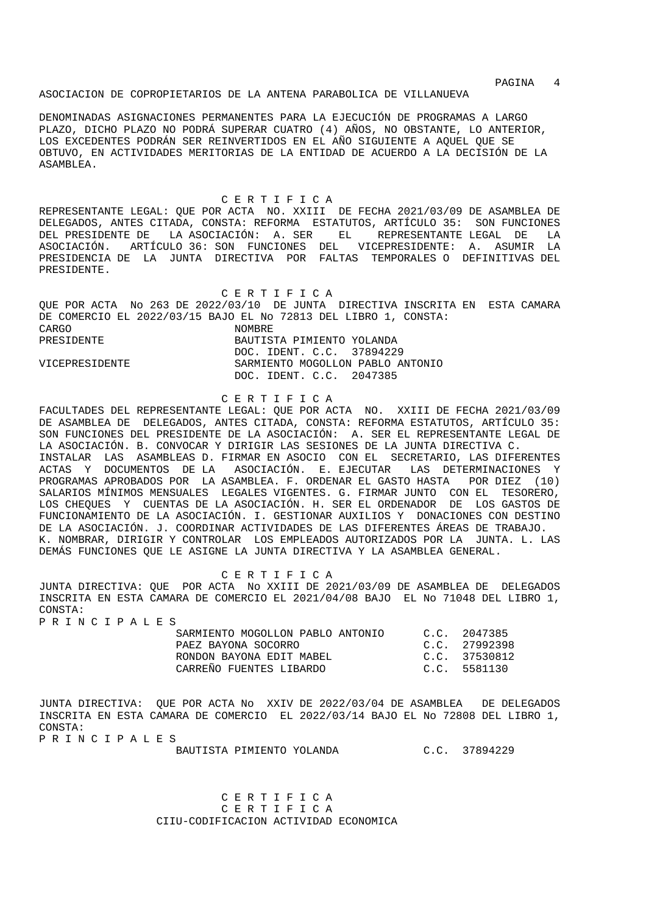ASOCIACION DE COPROPIETARIOS DE LA ANTENA PARABOLICA DE VILLANUEVA

DENOMINADAS ASIGNACIONES PERMANENTES PARA LA EJECUCIÓN DE PROGRAMAS A LARGO PLAZO, DICHO PLAZO NO PODRÁ SUPERAR CUATRO (4) AÑOS, NO OBSTANTE, LO ANTERIOR, LOS EXCEDENTES PODRÁN SER REINVERTIDOS EN EL AÑO SIGUIENTE A AQUEL QUE SE OBTUVO, EN ACTIVIDADES MERITORIAS DE LA ENTIDAD DE ACUERDO A LA DECISIÓN DE LA ASAMBLEA.

C E R T I F I C A

REPRESENTANTE LEGAL: QUE POR ACTA NO. XXIII DE FECHA 2021/03/09 DE ASAMBLEA DE DELEGADOS, ANTES CITADA, CONSTA: REFORMA ESTATUTOS, ARTÍCULO 35: SON FUNCIONES DEL PRESIDENTE DE LA ASOCIACIÓN: A. SER EL REPRESENTANTE LEGAL DE LA ASOCIACIÓN. ARTÍCULO 36: SON FUNCIONES DEL VICEPRESIDENTE: A. ASUMIR LA PRESIDENCIA DE LA JUNTA DIRECTIVA POR FALTAS TEMPORALES O DEFINITIVAS DEL PRESIDENTE.

C E R T I F I C A

QUE POR ACTA No 263 DE 2022/03/10 DE JUNTA DIRECTIVA INSCRITA EN ESTA CAMARA DE COMERCIO EL 2022/03/15 BAJO EL No 72813 DEL LIBRO 1, CONSTA:

| CARGO | NOMBRE |
|---|---|
| PRESIDENTE | BAUTISTA PIMIENTO YOLANDA<br>DOC. IDENT. C.C. 37894229 |
| VICEPRESIDENTE | SARMIENTO MOGOLLON PABLO ANTONIO<br>DOC. IDENT. C.C. 2047385 |

C E R T I F I C A

FACULTADES DEL REPRESENTANTE LEGAL: QUE POR ACTA NO. XXIII DE FECHA 2021/03/09 DE ASAMBLEA DE DELEGADOS, ANTES CITADA, CONSTA: REFORMA ESTATUTOS, ARTÍCULO 35: SON FUNCIONES DEL PRESIDENTE DE LA ASOCIACIÓN: A. SER EL REPRESENTANTE LEGAL DE LA ASOCIACIÓN. B. CONVOCAR Y DIRIGIR LAS SESIONES DE LA JUNTA DIRECTIVA C. INSTALAR LAS ASAMBLEAS D. FIRMAR EN ASOCIO CON EL SECRETARIO, LAS DIFERENTES ACTAS Y DOCUMENTOS DE LA ASOCIACIÓN. E. EJECUTAR LAS DETERMINACIONES Y PROGRAMAS APROBADOS POR LA ASAMBLEA. F. ORDENAR EL GASTO HASTA POR DIEZ (10) SALARIOS MÍNIMOS MENSUALES LEGALES VIGENTES. G. FIRMAR JUNTO CON EL TESORERO, LOS CHEQUES Y CUENTAS DE LA ASOCIACIÓN. H. SER EL ORDENADOR DE LOS GASTOS DE FUNCIONAMIENTO DE LA ASOCIACIÓN. I. GESTIONAR AUXILIOS Y DONACIONES CON DESTINO DE LA ASOCIACIÓN. J. COORDINAR ACTIVIDADES DE LAS DIFERENTES ÁREAS DE TRABAJO. K. NOMBRAR, DIRIGIR Y CONTROLAR LOS EMPLEADOS AUTORIZADOS POR LA JUNTA. L. LAS DEMÁS FUNCIONES QUE LE ASIGNE LA JUNTA DIRECTIVA Y LA ASAMBLEA GENERAL.

C E R T I F I C A

JUNTA DIRECTIVA: QUE POR ACTA No XXIII DE 2021/03/09 DE ASAMBLEA DE DELEGADOS INSCRITA EN ESTA CAMARA DE COMERCIO EL 2021/04/08 BAJO EL No 71048 DEL LIBRO 1, CONSTA:

P R I N C I P A L E S

| NOMBRE | IDENTIFICACIÓN |
|---|---|
| SARMIENTO MOGOLLON PABLO ANTONIO | C.C. 2047385 |
| PAEZ BAYONA SOCORRO | C.C. 27992398 |
| RONDON BAYONA EDIT MABEL | C.C. 37530812 |
| CARREÑO FUENTES LIBARDO | C.C. 5581130 |

JUNTA DIRECTIVA: QUE POR ACTA No XXIV DE 2022/03/04 DE ASAMBLEA DE DELEGADOS INSCRITA EN ESTA CAMARA DE COMERCIO EL 2022/03/14 BAJO EL No 72808 DEL LIBRO 1, CONSTA:

P R I N C I P A L E S

| NOMBRE | IDENTIFICACIÓN |
|---|---|
| BAUTISTA PIMIENTO YOLANDA | C.C. 37894229 |

C E R T I F I C A

C E R T I F I C A

CIIU-CODIFICACION ACTIVIDAD ECONOMICA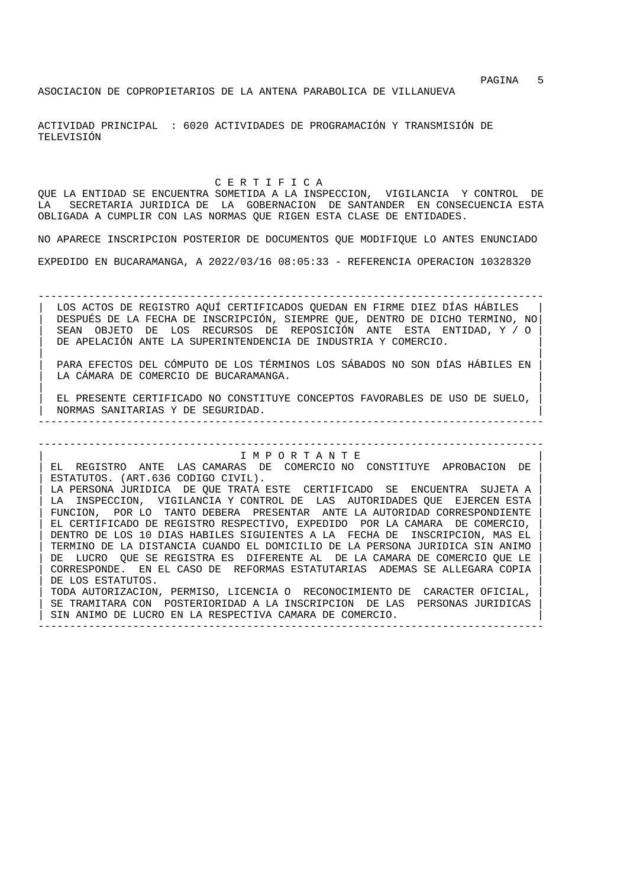ASOCIACION DE COPROPIETARIOS DE LA ANTENA PARABOLICA DE VILLANUEVA

ACTIVIDAD PRINCIPAL : 6020 ACTIVIDADES DE PROGRAMACIÓN Y TRANSMISIÓN DE TELEVISIÓN

## C E R T I F I C A

QUE LA ENTIDAD SE ENCUENTRA SOMETIDA A LA INSPECCION, VIGILANCIA Y CONTROL DE LA SECRETARIA JURIDICA DE LA GOBERNACION DE SANTANDER EN CONSECUENCIA ESTA OBLIGADA A CUMPLIR CON LAS NORMAS QUE RIGEN ESTA CLASE DE ENTIDADES.

NO APARECE INSCRIPCION POSTERIOR DE DOCUMENTOS QUE MODIFIQUE LO ANTES ENUNCIADO

EXPEDIDO EN BUCARAMANGA, A 2022/03/16 08:05:33 - REFERENCIA OPERACION 10328320

---

LOS ACTOS DE REGISTRO AQUÍ CERTIFICADOS QUEDAN EN FIRME DIEZ DÍAS HÁBILES DESPUÉS DE LA FECHA DE INSCRIPCIÓN, SIEMPRE QUE, DENTRO DE DICHO TERMINO, NO SEAN OBJETO DE LOS RECURSOS DE REPOSICIÓN ANTE ESTA ENTIDAD, Y / O DE APELACIÓN ANTE LA SUPERINTENDENCIA DE INDUSTRIA Y COMERCIO.

PARA EFECTOS DEL CÓMPUTO DE LOS TÉRMINOS LOS SÁBADOS NO SON DÍAS HÁBILES EN LA CÁMARA DE COMERCIO DE BUCARAMANGA.

EL PRESENTE CERTIFICADO NO CONSTITUYE CONCEPTOS FAVORABLES DE USO DE SUELO, NORMAS SANITARIAS Y DE SEGURIDAD.

---

## I M P O R T A N T E

EL REGISTRO ANTE LAS CAMARAS DE COMERCIO NO CONSTITUYE APROBACION DE ESTATUTOS. (ART.636 CODIGO CIVIL).
LA PERSONA JURIDICA DE QUE TRATA ESTE CERTIFICADO SE ENCUENTRA SUJETA A LA INSPECCION, VIGILANCIA Y CONTROL DE LAS AUTORIDADES QUE EJERCEN ESTA FUNCION, POR LO TANTO DEBERA PRESENTAR ANTE LA AUTORIDAD CORRESPONDIENTE EL CERTIFICADO DE REGISTRO RESPECTIVO, EXPEDIDO POR LA CAMARA DE COMERCIO, DENTRO DE LOS 10 DIAS HABILES SIGUIENTES A LA FECHA DE INSCRIPCION, MAS EL TERMINO DE LA DISTANCIA CUANDO EL DOMICILIO DE LA PERSONA JURIDICA SIN ANIMO DE LUCRO QUE SE REGISTRA ES DIFERENTE AL DE LA CAMARA DE COMERCIO QUE LE CORRESPONDE. EN EL CASO DE REFORMAS ESTATUTARIAS ADEMAS SE ALLEGARA COPIA DE LOS ESTATUTOS.
TODA AUTORIZACION, PERMISO, LICENCIA O RECONOCIMIENTO DE CARACTER OFICIAL, SE TRAMITARA CON POSTERIORIDAD A LA INSCRIPCION DE LAS PERSONAS JURIDICAS SIN ANIMO DE LUCRO EN LA RESPECTIVA CAMARA DE COMERCIO.

---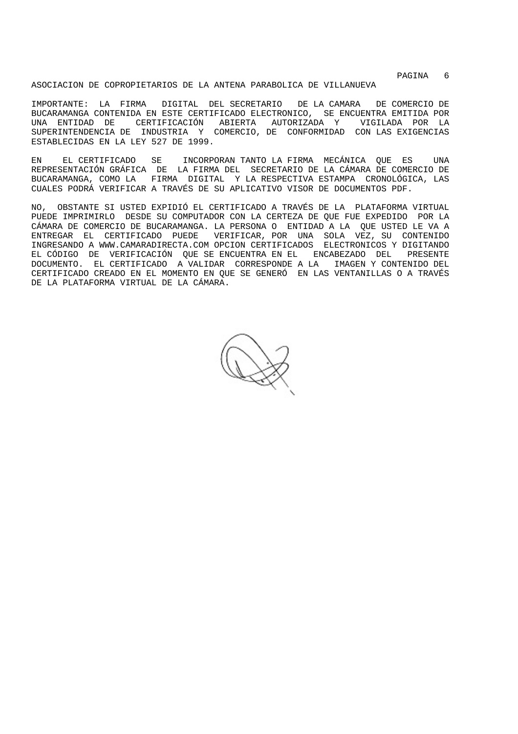ASOCIACION DE COPROPIETARIOS DE LA ANTENA PARABOLICA DE VILLANUEVA

IMPORTANTE: LA FIRMA DIGITAL DEL SECRETARIO DE LA CAMARA DE COMERCIO DE BUCARAMANGA CONTENIDA EN ESTE CERTIFICADO ELECTRONICO, SE ENCUENTRA EMITIDA POR UNA ENTIDAD DE CERTIFICACIÓN ABIERTA AUTORIZADA Y VIGILADA POR LA SUPERINTENDENCIA DE INDUSTRIA Y COMERCIO, DE CONFORMIDAD CON LAS EXIGENCIAS ESTABLECIDAS EN LA LEY 527 DE 1999.

EN EL CERTIFICADO SE INCORPORAN TANTO LA FIRMA MECÁNICA QUE ES UNA REPRESENTACIÓN GRÁFICA DE LA FIRMA DEL SECRETARIO DE LA CÁMARA DE COMERCIO DE BUCARAMANGA, COMO LA FIRMA DIGITAL Y LA RESPECTIVA ESTAMPA CRONOLÓGICA, LAS CUALES PODRÁ VERIFICAR A TRAVÉS DE SU APLICATIVO VISOR DE DOCUMENTOS PDF.

NO, OBSTANTE SI USTED EXPIDIÓ EL CERTIFICADO A TRAVÉS DE LA PLATAFORMA VIRTUAL PUEDE IMPRIMIRLO DESDE SU COMPUTADOR CON LA CERTEZA DE QUE FUE EXPEDIDO POR LA CÁMARA DE COMERCIO DE BUCARAMANGA. LA PERSONA O ENTIDAD A LA QUE USTED LE VA A ENTREGAR EL CERTIFICADO PUEDE VERIFICAR, POR UNA SOLA VEZ, SU CONTENIDO INGRESANDO A WWW.CAMARADIRECTA.COM OPCION CERTIFICADOS ELECTRONICOS Y DIGITANDO EL CÓDIGO DE VERIFICACIÓN QUE SE ENCUENTRA EN EL ENCABEZADO DEL PRESENTE DOCUMENTO. EL CERTIFICADO A VALIDAR CORRESPONDE A LA IMAGEN Y CONTENIDO DEL CERTIFICADO CREADO EN EL MOMENTO EN QUE SE GENERÓ EN LAS VENTANILLAS O A TRAVÉS DE LA PLATAFORMA VIRTUAL DE LA CÁMARA.